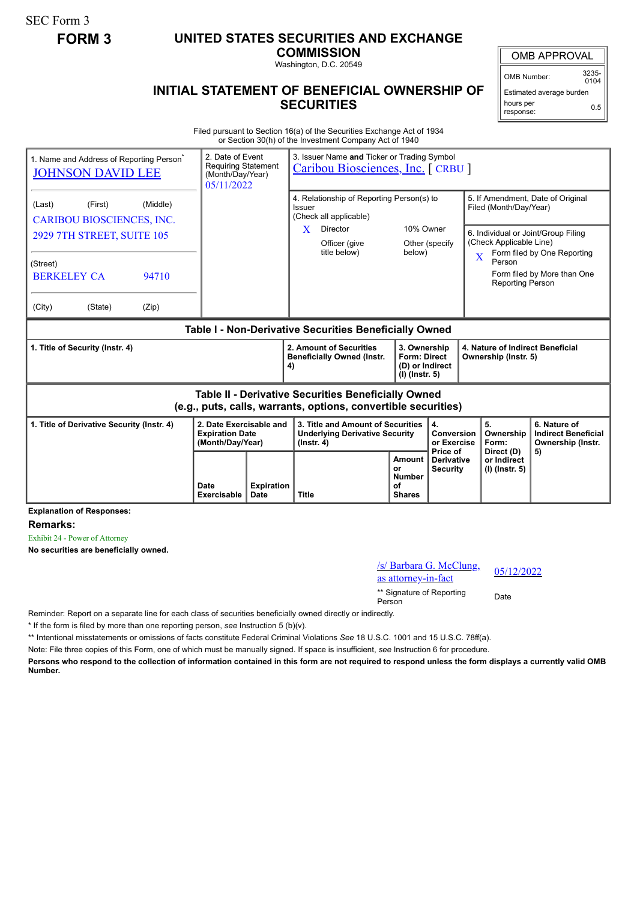SEC Form 3

**FORM 3**

# UNITED STATES SECURITIES AND EXCHANGE COMMISSION

Washington, D.C. 20549

## INITIAL STATEMENT OF BENEFICIAL OWNERSHIP OF SECURITIES

| OMB APPROVAL | |
|---|---|
| OMB Number: | 3235-0104 |
| Estimated average burden hours per response: | 0.5 |

Filed pursuant to Section 16(a) of the Securities Exchange Act of 1934 or Section 30(h) of the Investment Company Act of 1940

| 1. Name and Address of Reporting Person* | 2. Date of Event Requiring Statement (Month/Day/Year) | 3. Issuer Name and Ticker or Trading Symbol |
|---|---|---|
| JOHNSON DAVID LEE | 05/11/2022 | Caribou Biosciences, Inc. [ CRBU ] |
| (Last) (First) (Middle) CARIBOU BIOSCIENCES, INC. 2929 7TH STREET, SUITE 105 | | 4. Relationship of Reporting Person(s) to Issuer (Check all applicable) X Director; 10% Owner; Officer (give title below); Other (specify below) |
| (Street) BERKELEY CA 94710 | | 5. If Amendment, Date of Original Filed (Month/Day/Year) |
| (City) (State) (Zip) | | 6. Individual or Joint/Group Filing (Check Applicable Line) X Form filed by One Reporting Person; Form filed by More than One Reporting Person |

**Table I - Non-Derivative Securities Beneficially Owned**

| 1. Title of Security (Instr. 4) | 2. Amount of Securities Beneficially Owned (Instr. 4) | 3. Ownership Form: Direct (D) or Indirect (I) (Instr. 5) | 4. Nature of Indirect Beneficial Ownership (Instr. 5) |
|---|---|---|---|

**Table II - Derivative Securities Beneficially Owned (e.g., puts, calls, warrants, options, convertible securities)**

| 1. Title of Derivative Security (Instr. 4) | 2. Date Exercisable and Expiration Date (Month/Day/Year) | | 3. Title and Amount of Securities Underlying Derivative Security (Instr. 4) | | 4. Conversion or Exercise Price of Derivative Security | 5. Ownership Form: Direct (D) or Indirect (I) (Instr. 5) | 6. Nature of Indirect Beneficial Ownership (Instr. 5) |
|---|---|---|---|---|---|---|---|
| | Date Exercisable | Expiration Date | Title | Amount or Number of Shares | | | |

**Explanation of Responses:**

**Remarks:**

Exhibit 24 - Power of Attorney

**No securities are beneficially owned.**

| /s/ Barbara G. McClung, as attorney-in-fact | 05/12/2022 |
|---|---|
| ** Signature of Reporting Person | Date |

Reminder: Report on a separate line for each class of securities beneficially owned directly or indirectly.

* If the form is filed by more than one reporting person, *see* Instruction 5 (b)(v).

** Intentional misstatements or omissions of facts constitute Federal Criminal Violations *See* 18 U.S.C. 1001 and 15 U.S.C. 78ff(a).

Note: File three copies of this Form, one of which must be manually signed. If space is insufficient, *see* Instruction 6 for procedure.

**Persons who respond to the collection of information contained in this form are not required to respond unless the form displays a currently valid OMB Number.**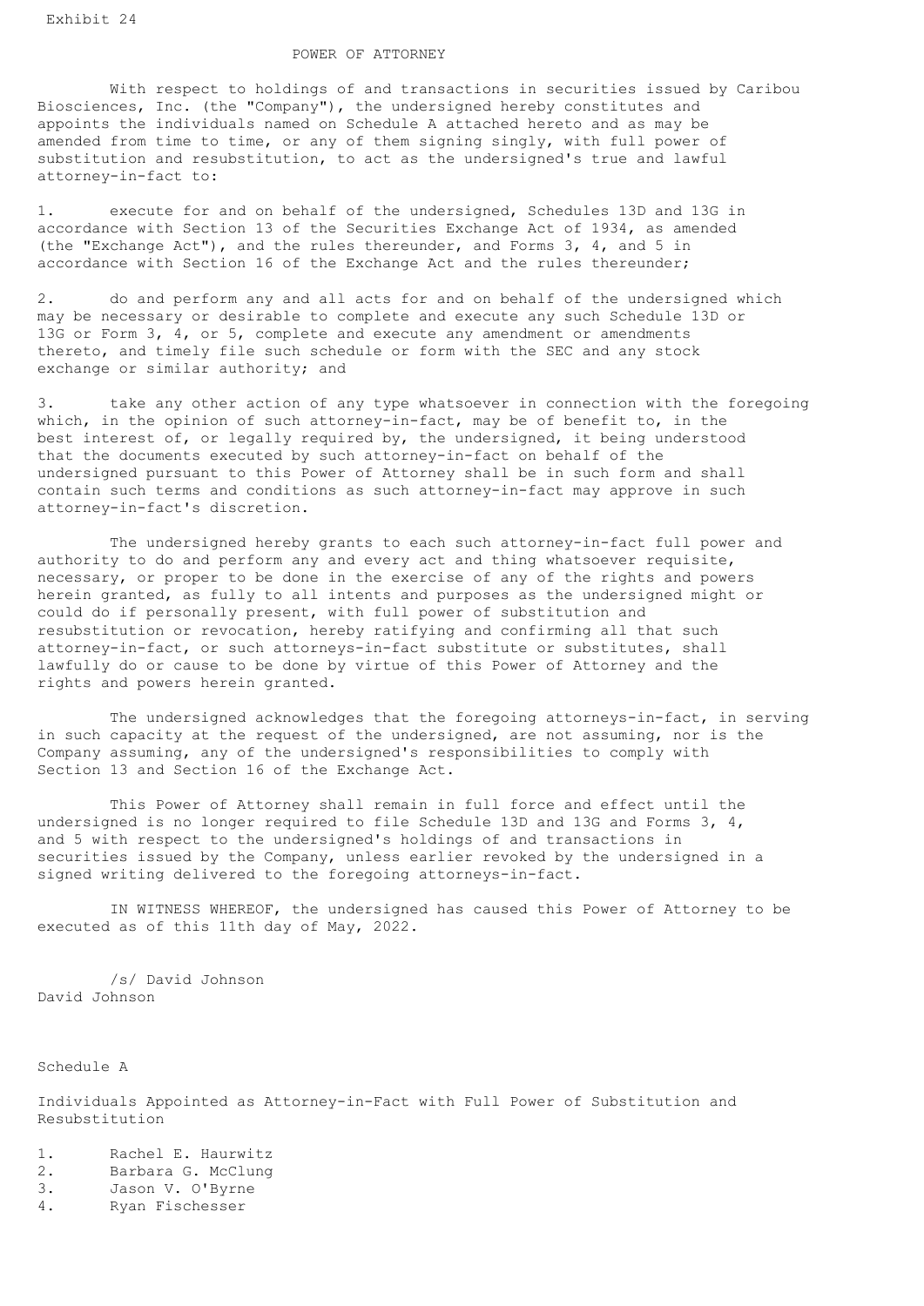Exhibit 24

# POWER OF ATTORNEY

With respect to holdings of and transactions in securities issued by Caribou Biosciences, Inc. (the "Company"), the undersigned hereby constitutes and appoints the individuals named on Schedule A attached hereto and as may be amended from time to time, or any of them signing singly, with full power of substitution and resubstitution, to act as the undersigned's true and lawful attorney-in-fact to:

1. execute for and on behalf of the undersigned, Schedules 13D and 13G in accordance with Section 13 of the Securities Exchange Act of 1934, as amended (the "Exchange Act"), and the rules thereunder, and Forms 3, 4, and 5 in accordance with Section 16 of the Exchange Act and the rules thereunder;

2. do and perform any and all acts for and on behalf of the undersigned which may be necessary or desirable to complete and execute any such Schedule 13D or 13G or Form 3, 4, or 5, complete and execute any amendment or amendments thereto, and timely file such schedule or form with the SEC and any stock exchange or similar authority; and

3. take any other action of any type whatsoever in connection with the foregoing which, in the opinion of such attorney-in-fact, may be of benefit to, in the best interest of, or legally required by, the undersigned, it being understood that the documents executed by such attorney-in-fact on behalf of the undersigned pursuant to this Power of Attorney shall be in such form and shall contain such terms and conditions as such attorney-in-fact may approve in such attorney-in-fact's discretion.

The undersigned hereby grants to each such attorney-in-fact full power and authority to do and perform any and every act and thing whatsoever requisite, necessary, or proper to be done in the exercise of any of the rights and powers herein granted, as fully to all intents and purposes as the undersigned might or could do if personally present, with full power of substitution and resubstitution or revocation, hereby ratifying and confirming all that such attorney-in-fact, or such attorneys-in-fact substitute or substitutes, shall lawfully do or cause to be done by virtue of this Power of Attorney and the rights and powers herein granted.

The undersigned acknowledges that the foregoing attorneys-in-fact, in serving in such capacity at the request of the undersigned, are not assuming, nor is the Company assuming, any of the undersigned's responsibilities to comply with Section 13 and Section 16 of the Exchange Act.

This Power of Attorney shall remain in full force and effect until the undersigned is no longer required to file Schedule 13D and 13G and Forms 3, 4, and 5 with respect to the undersigned's holdings of and transactions in securities issued by the Company, unless earlier revoked by the undersigned in a signed writing delivered to the foregoing attorneys-in-fact.

IN WITNESS WHEREOF, the undersigned has caused this Power of Attorney to be executed as of this 11th day of May, 2022.

/s/ David Johnson
David Johnson

Schedule A

Individuals Appointed as Attorney-in-Fact with Full Power of Substitution and Resubstitution

1. Rachel E. Haurwitz
2. Barbara G. McClung
3. Jason V. O'Byrne
4. Ryan Fischesser